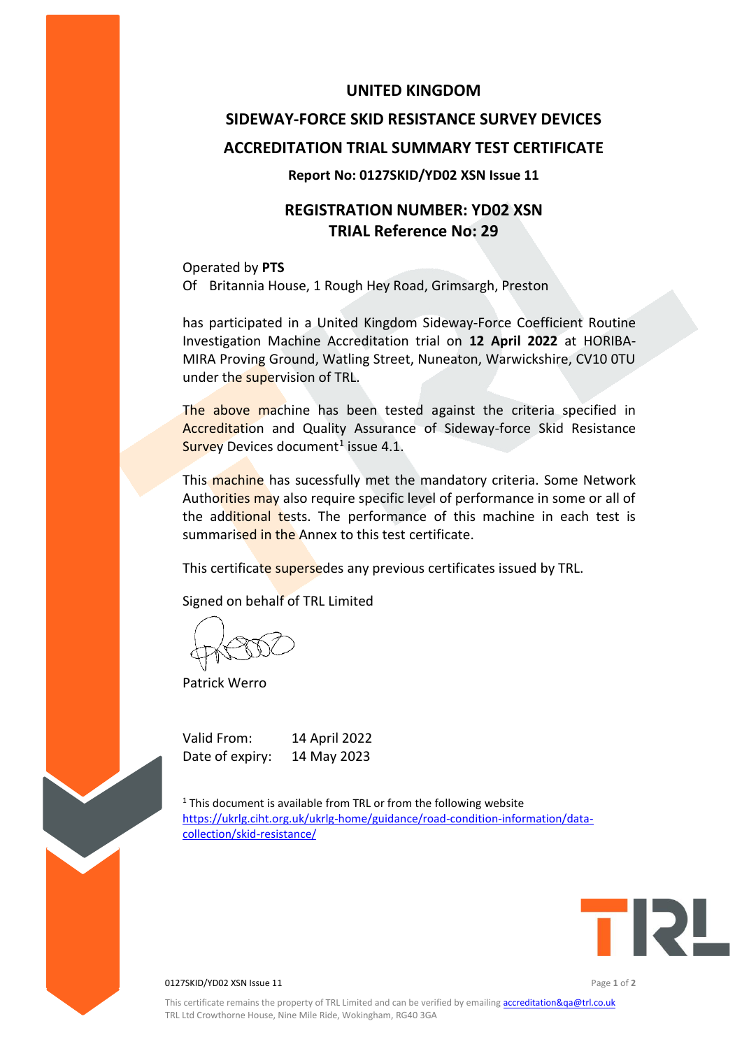# UNITED KINGDOM

# SIDEWAY-FORCE SKID RESISTANCE SURVEY DEVICES

# ACCREDITATION TRIAL SUMMARY TEST CERTIFICATE

**Report No: 0127SKID/YD02 XSN Issue 11**

## REGISTRATION NUMBER: YD02 XSN
## TRIAL Reference No: 29

Operated by **PTS**
Of Britannia House, 1 Rough Hey Road, Grimsargh, Preston

has participated in a United Kingdom Sideway-Force Coefficient Routine Investigation Machine Accreditation trial on **12 April 2022** at HORIBA-MIRA Proving Ground, Watling Street, Nuneaton, Warwickshire, CV10 0TU under the supervision of TRL.

The above machine has been tested against the criteria specified in Accreditation and Quality Assurance of Sideway-force Skid Resistance Survey Devices document[1] issue 4.1.

This machine has sucessfully met the mandatory criteria. Some Network Authorities may also require specific level of performance in some or all of the additional tests. The performance of this machine in each test is summarised in the Annex to this test certificate.

This certificate supersedes any previous certificates issued by TRL.

Signed on behalf of TRL Limited

Patrick Werro

Valid From: 14 April 2022
Date of expiry: 14 May 2023

[1] This document is available from TRL or from the following website https://ukrlg.ciht.org.uk/ukrlg-home/guidance/road-condition-information/data-collection/skid-resistance/

This certificate remains the property of TRL Limited and can be verified by emailing accreditation&qa@trl.co.uk
TRL Ltd Crowthorne House, Nine Mile Ride, Wokingham, RG40 3GA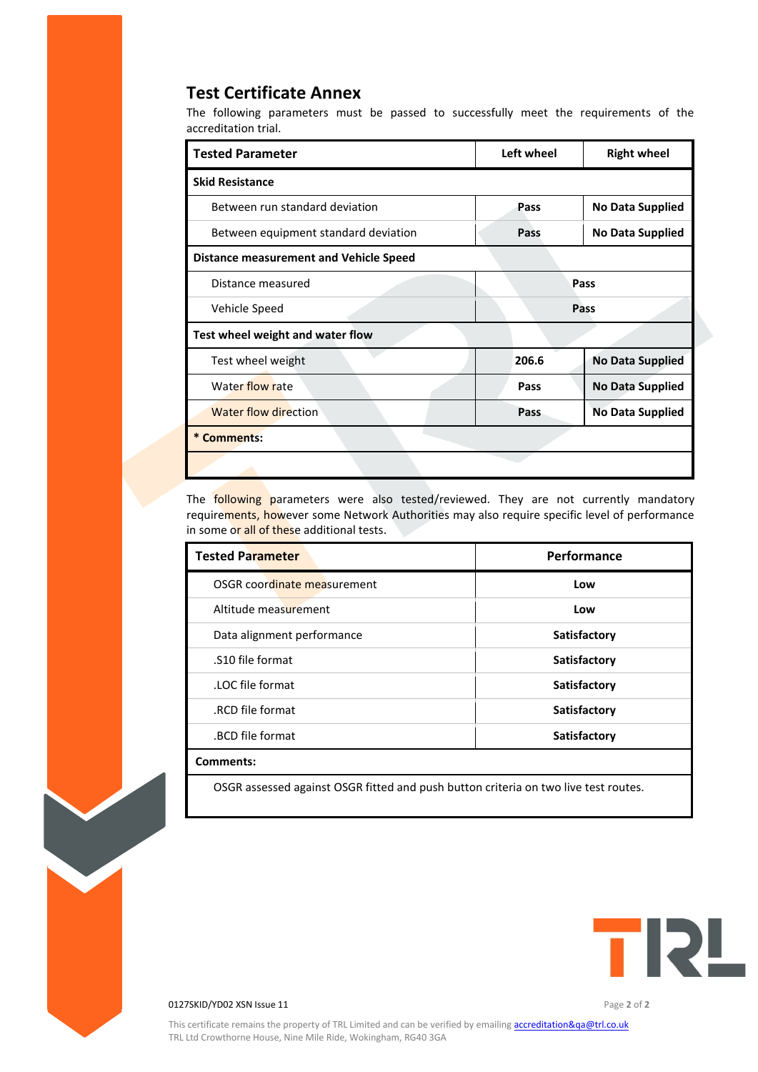## Test Certificate Annex

The following parameters must be passed to successfully meet the requirements of the accreditation trial.

| Tested Parameter | Left wheel | Right wheel |
|---|---|---|
| **Skid Resistance** | | |
| Between run standard deviation | **Pass** | **No Data Supplied** |
| Between equipment standard deviation | **Pass** | **No Data Supplied** |
| **Distance measurement and Vehicle Speed** | | |
| Distance measured | **Pass** | |
| Vehicle Speed | **Pass** | |
| **Test wheel weight and water flow** | | |
| Test wheel weight | **206.6** | **No Data Supplied** |
| Water flow rate | **Pass** | **No Data Supplied** |
| Water flow direction | **Pass** | **No Data Supplied** |
| **\* Comments:** | | |

The following parameters were also tested/reviewed. They are not currently mandatory requirements, however some Network Authorities may also require specific level of performance in some or all of these additional tests.

| Tested Parameter | Performance |
|---|---|
| OSGR coordinate measurement | **Low** |
| Altitude measurement | **Low** |
| Data alignment performance | **Satisfactory** |
| .S10 file format | **Satisfactory** |
| .LOC file format | **Satisfactory** |
| .RCD file format | **Satisfactory** |
| .BCD file format | **Satisfactory** |
| **Comments:** | |
| OSGR assessed against OSGR fitted and push button criteria on two live test routes. | |

0127SKID/YD02 XSN Issue 11

This certificate remains the property of TRL Limited and can be verified by emailing accreditation&qa@trl.co.uk
TRL Ltd Crowthorne House, Nine Mile Ride, Wokingham, RG40 3GA